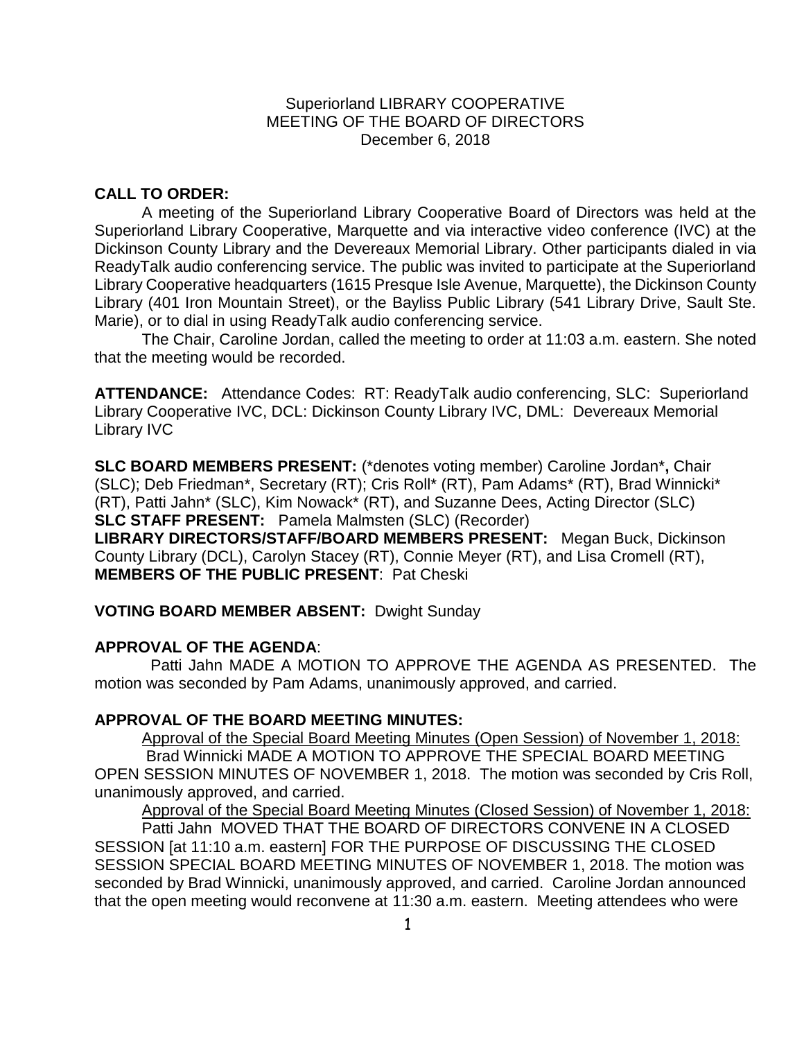Superiorland LIBRARY COOPERATIVE
MEETING OF THE BOARD OF DIRECTORS
December 6, 2018

**CALL TO ORDER:**

A meeting of the Superiorland Library Cooperative Board of Directors was held at the Superiorland Library Cooperative, Marquette and via interactive video conference (IVC) at the Dickinson County Library and the Devereaux Memorial Library. Other participants dialed in via ReadyTalk audio conferencing service. The public was invited to participate at the Superiorland Library Cooperative headquarters (1615 Presque Isle Avenue, Marquette), the Dickinson County Library (401 Iron Mountain Street), or the Bayliss Public Library (541 Library Drive, Sault Ste. Marie), or to dial in using ReadyTalk audio conferencing service.

The Chair, Caroline Jordan, called the meeting to order at 11:03 a.m. eastern. She noted that the meeting would be recorded.

**ATTENDANCE:** Attendance Codes: RT: ReadyTalk audio conferencing, SLC: Superiorland Library Cooperative IVC, DCL: Dickinson County Library IVC, DML: Devereaux Memorial Library IVC

**SLC BOARD MEMBERS PRESENT:** (*denotes voting member) Caroline Jordan***,** Chair (SLC); Deb Friedman*, Secretary (RT); Cris Roll* (RT), Pam Adams* (RT), Brad Winnicki* (RT), Patti Jahn* (SLC), Kim Nowack* (RT), and Suzanne Dees, Acting Director (SLC)
**SLC STAFF PRESENT:** Pamela Malmsten (SLC) (Recorder)
**LIBRARY DIRECTORS/STAFF/BOARD MEMBERS PRESENT:** Megan Buck, Dickinson County Library (DCL), Carolyn Stacey (RT), Connie Meyer (RT), and Lisa Cromell (RT),
**MEMBERS OF THE PUBLIC PRESENT**: Pat Cheski

**VOTING BOARD MEMBER ABSENT:** Dwight Sunday

**APPROVAL OF THE AGENDA**:

Patti Jahn MADE A MOTION TO APPROVE THE AGENDA AS PRESENTED. The motion was seconded by Pam Adams, unanimously approved, and carried.

**APPROVAL OF THE BOARD MEETING MINUTES:**

Approval of the Special Board Meeting Minutes (Open Session) of November 1, 2018:

Brad Winnicki MADE A MOTION TO APPROVE THE SPECIAL BOARD MEETING OPEN SESSION MINUTES OF NOVEMBER 1, 2018. The motion was seconded by Cris Roll, unanimously approved, and carried.

Approval of the Special Board Meeting Minutes (Closed Session) of November 1, 2018:

Patti Jahn MOVED THAT THE BOARD OF DIRECTORS CONVENE IN A CLOSED SESSION [at 11:10 a.m. eastern] FOR THE PURPOSE OF DISCUSSING THE CLOSED SESSION SPECIAL BOARD MEETING MINUTES OF NOVEMBER 1, 2018. The motion was seconded by Brad Winnicki, unanimously approved, and carried. Caroline Jordan announced that the open meeting would reconvene at 11:30 a.m. eastern. Meeting attendees who were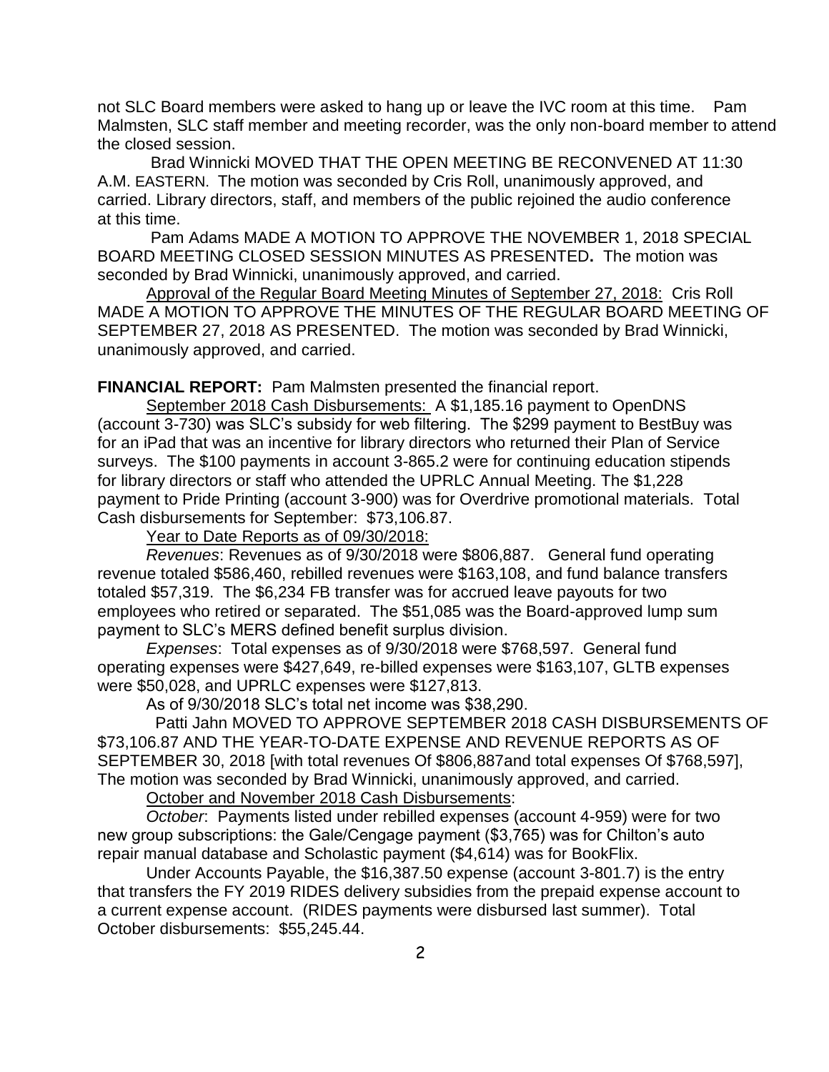not SLC Board members were asked to hang up or leave the IVC room at this time. Pam Malmsten, SLC staff member and meeting recorder, was the only non-board member to attend the closed session.

Brad Winnicki MOVED THAT THE OPEN MEETING BE RECONVENED AT 11:30 A.M. EASTERN. The motion was seconded by Cris Roll, unanimously approved, and carried. Library directors, staff, and members of the public rejoined the audio conference at this time.

Pam Adams MADE A MOTION TO APPROVE THE NOVEMBER 1, 2018 SPECIAL BOARD MEETING CLOSED SESSION MINUTES AS PRESENTED**.** The motion was seconded by Brad Winnicki, unanimously approved, and carried.

Approval of the Regular Board Meeting Minutes of September 27, 2018: Cris Roll MADE A MOTION TO APPROVE THE MINUTES OF THE REGULAR BOARD MEETING OF SEPTEMBER 27, 2018 AS PRESENTED. The motion was seconded by Brad Winnicki, unanimously approved, and carried.

**FINANCIAL REPORT:** Pam Malmsten presented the financial report.

September 2018 Cash Disbursements: A $1,185.16 payment to OpenDNS (account 3-730) was SLC's subsidy for web filtering. The $299 payment to BestBuy was for an iPad that was an incentive for library directors who returned their Plan of Service surveys. The $100 payments in account 3-865.2 were for continuing education stipends for library directors or staff who attended the UPRLC Annual Meeting. The $1,228 payment to Pride Printing (account 3-900) was for Overdrive promotional materials. Total Cash disbursements for September: $73,106.87.

Year to Date Reports as of 09/30/2018:

*Revenues*: Revenues as of 9/30/2018 were $806,887. General fund operating revenue totaled $586,460, rebilled revenues were $163,108, and fund balance transfers totaled $57,319. The $6,234 FB transfer was for accrued leave payouts for two employees who retired or separated. The $51,085 was the Board-approved lump sum payment to SLC's MERS defined benefit surplus division.

*Expenses*: Total expenses as of 9/30/2018 were $768,597. General fund operating expenses were $427,649, re-billed expenses were $163,107, GLTB expenses were $50,028, and UPRLC expenses were $127,813.

As of 9/30/2018 SLC's total net income was $38,290.

Patti Jahn MOVED TO APPROVE SEPTEMBER 2018 CASH DISBURSEMENTS OF $73,106.87 AND THE YEAR-TO-DATE EXPENSE AND REVENUE REPORTS AS OF SEPTEMBER 30, 2018 [with total revenues Of $806,887and total expenses Of $768,597], The motion was seconded by Brad Winnicki, unanimously approved, and carried.

October and November 2018 Cash Disbursements:

*October*: Payments listed under rebilled expenses (account 4-959) were for two new group subscriptions: the Gale/Cengage payment ($3,765) was for Chilton's auto repair manual database and Scholastic payment ($4,614) was for BookFlix.

Under Accounts Payable, the $16,387.50 expense (account 3-801.7) is the entry that transfers the FY 2019 RIDES delivery subsidies from the prepaid expense account to a current expense account. (RIDES payments were disbursed last summer). Total October disbursements: $55,245.44.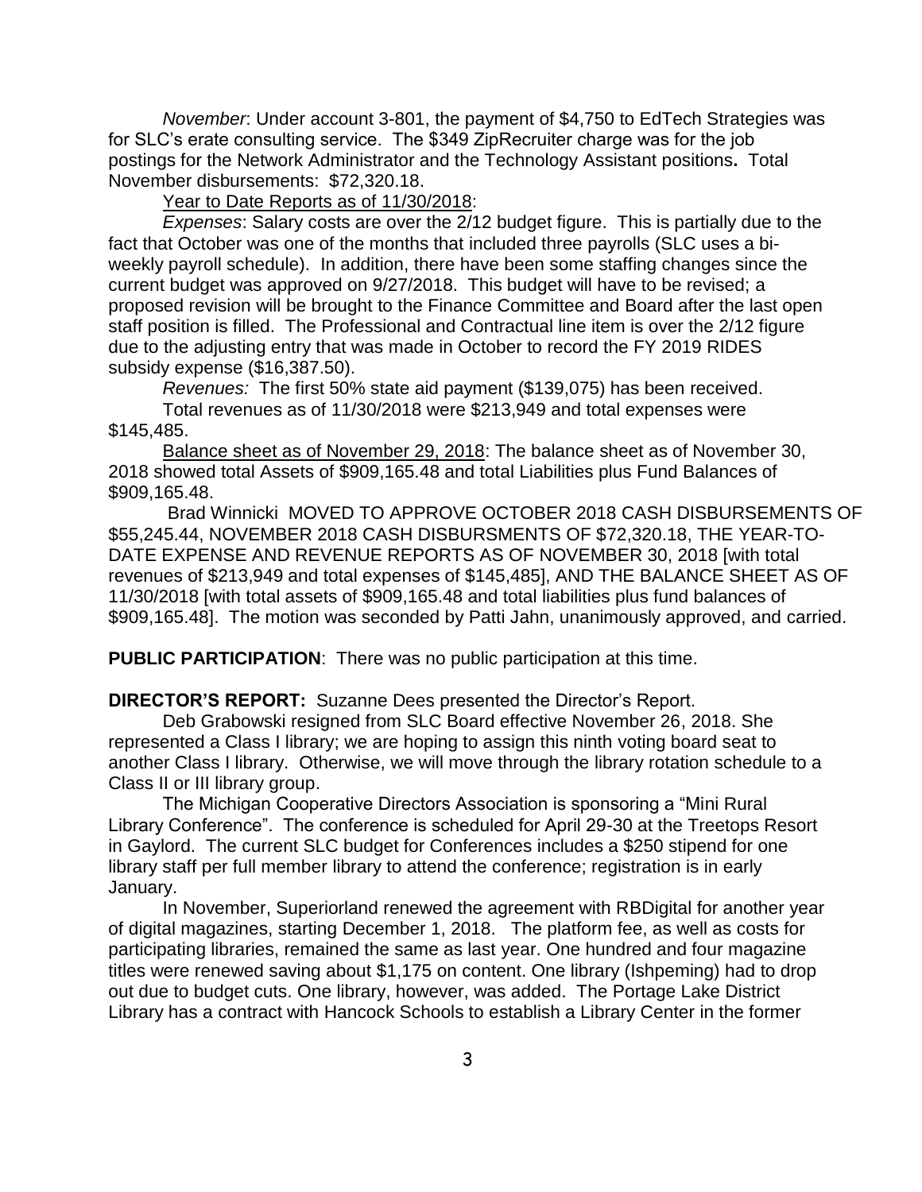*November*: Under account 3-801, the payment of $4,750 to EdTech Strategies was for SLC's erate consulting service. The $349 ZipRecruiter charge was for the job postings for the Network Administrator and the Technology Assistant positions**.** Total November disbursements: $72,320.18.

Year to Date Reports as of 11/30/2018:

*Expenses*: Salary costs are over the 2/12 budget figure. This is partially due to the fact that October was one of the months that included three payrolls (SLC uses a bi-weekly payroll schedule). In addition, there have been some staffing changes since the current budget was approved on 9/27/2018. This budget will have to be revised; a proposed revision will be brought to the Finance Committee and Board after the last open staff position is filled. The Professional and Contractual line item is over the 2/12 figure due to the adjusting entry that was made in October to record the FY 2019 RIDES subsidy expense ($16,387.50).

*Revenues:* The first 50% state aid payment ($139,075) has been received.

Total revenues as of 11/30/2018 were $213,949 and total expenses were $145,485.

Balance sheet as of November 29, 2018: The balance sheet as of November 30, 2018 showed total Assets of $909,165.48 and total Liabilities plus Fund Balances of $909,165.48.

Brad Winnicki MOVED TO APPROVE OCTOBER 2018 CASH DISBURSEMENTS OF $55,245.44, NOVEMBER 2018 CASH DISBURSMENTS OF $72,320.18, THE YEAR-TO-DATE EXPENSE AND REVENUE REPORTS AS OF NOVEMBER 30, 2018 [with total revenues of $213,949 and total expenses of $145,485], AND THE BALANCE SHEET AS OF 11/30/2018 [with total assets of $909,165.48 and total liabilities plus fund balances of $909,165.48]. The motion was seconded by Patti Jahn, unanimously approved, and carried.

**PUBLIC PARTICIPATION**: There was no public participation at this time.

**DIRECTOR'S REPORT:** Suzanne Dees presented the Director's Report.

Deb Grabowski resigned from SLC Board effective November 26, 2018. She represented a Class I library; we are hoping to assign this ninth voting board seat to another Class I library. Otherwise, we will move through the library rotation schedule to a Class II or III library group.

The Michigan Cooperative Directors Association is sponsoring a "Mini Rural Library Conference". The conference is scheduled for April 29-30 at the Treetops Resort in Gaylord. The current SLC budget for Conferences includes a $250 stipend for one library staff per full member library to attend the conference; registration is in early January.

In November, Superiorland renewed the agreement with RBDigital for another year of digital magazines, starting December 1, 2018. The platform fee, as well as costs for participating libraries, remained the same as last year. One hundred and four magazine titles were renewed saving about $1,175 on content. One library (Ishpeming) had to drop out due to budget cuts. One library, however, was added. The Portage Lake District Library has a contract with Hancock Schools to establish a Library Center in the former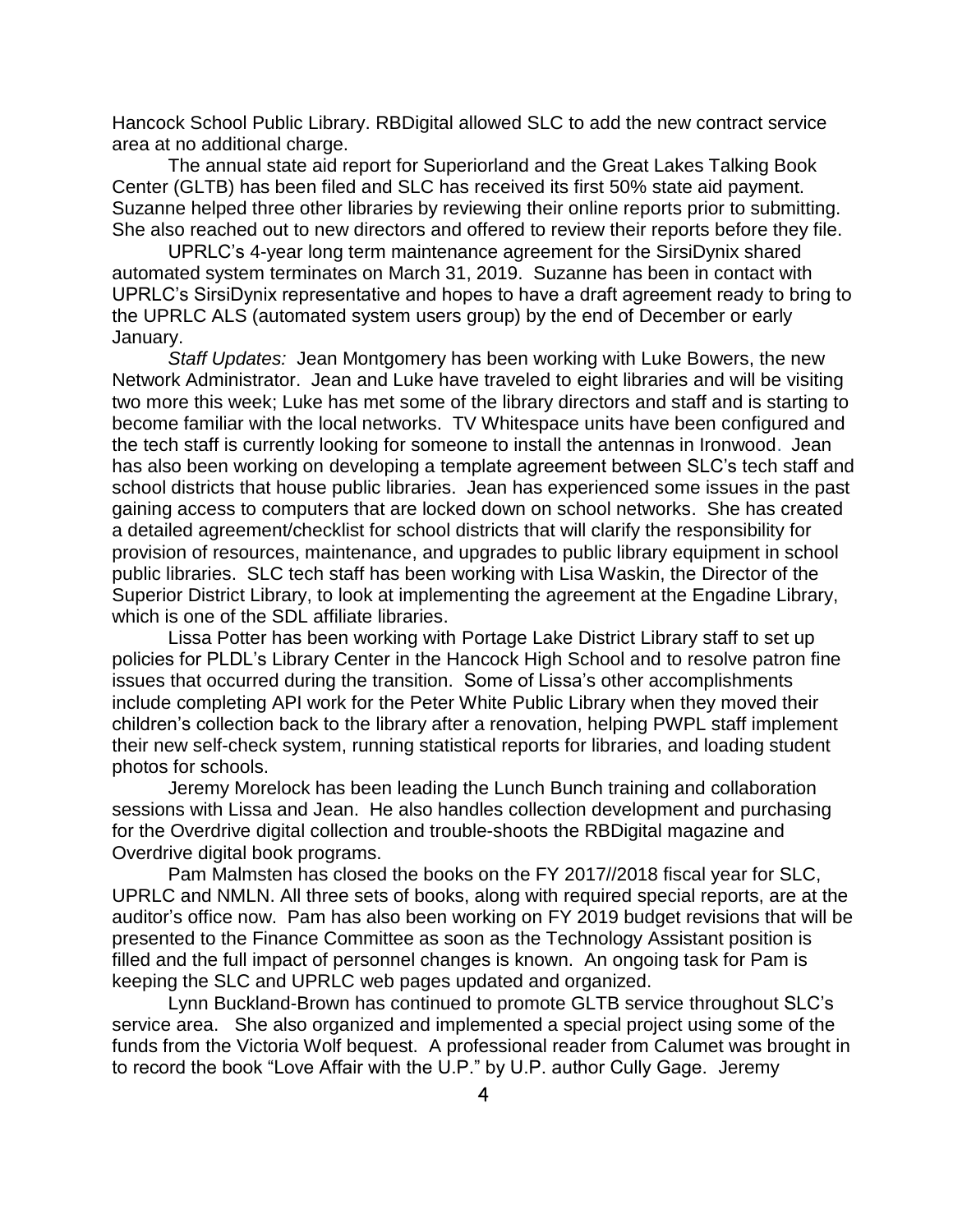Hancock School Public Library. RBDigital allowed SLC to add the new contract service area at no additional charge.

The annual state aid report for Superiorland and the Great Lakes Talking Book Center (GLTB) has been filed and SLC has received its first 50% state aid payment. Suzanne helped three other libraries by reviewing their online reports prior to submitting. She also reached out to new directors and offered to review their reports before they file.

UPRLC's 4-year long term maintenance agreement for the SirsiDynix shared automated system terminates on March 31, 2019. Suzanne has been in contact with UPRLC's SirsiDynix representative and hopes to have a draft agreement ready to bring to the UPRLC ALS (automated system users group) by the end of December or early January.

*Staff Updates:* Jean Montgomery has been working with Luke Bowers, the new Network Administrator. Jean and Luke have traveled to eight libraries and will be visiting two more this week; Luke has met some of the library directors and staff and is starting to become familiar with the local networks. TV Whitespace units have been configured and the tech staff is currently looking for someone to install the antennas in Ironwood. Jean has also been working on developing a template agreement between SLC's tech staff and school districts that house public libraries. Jean has experienced some issues in the past gaining access to computers that are locked down on school networks. She has created a detailed agreement/checklist for school districts that will clarify the responsibility for provision of resources, maintenance, and upgrades to public library equipment in school public libraries. SLC tech staff has been working with Lisa Waskin, the Director of the Superior District Library, to look at implementing the agreement at the Engadine Library, which is one of the SDL affiliate libraries.

Lissa Potter has been working with Portage Lake District Library staff to set up policies for PLDL's Library Center in the Hancock High School and to resolve patron fine issues that occurred during the transition. Some of Lissa's other accomplishments include completing API work for the Peter White Public Library when they moved their children's collection back to the library after a renovation, helping PWPL staff implement their new self-check system, running statistical reports for libraries, and loading student photos for schools.

Jeremy Morelock has been leading the Lunch Bunch training and collaboration sessions with Lissa and Jean. He also handles collection development and purchasing for the Overdrive digital collection and trouble-shoots the RBDigital magazine and Overdrive digital book programs.

Pam Malmsten has closed the books on the FY 2017//2018 fiscal year for SLC, UPRLC and NMLN. All three sets of books, along with required special reports, are at the auditor's office now. Pam has also been working on FY 2019 budget revisions that will be presented to the Finance Committee as soon as the Technology Assistant position is filled and the full impact of personnel changes is known. An ongoing task for Pam is keeping the SLC and UPRLC web pages updated and organized.

Lynn Buckland-Brown has continued to promote GLTB service throughout SLC's service area. She also organized and implemented a special project using some of the funds from the Victoria Wolf bequest. A professional reader from Calumet was brought in to record the book "Love Affair with the U.P." by U.P. author Cully Gage. Jeremy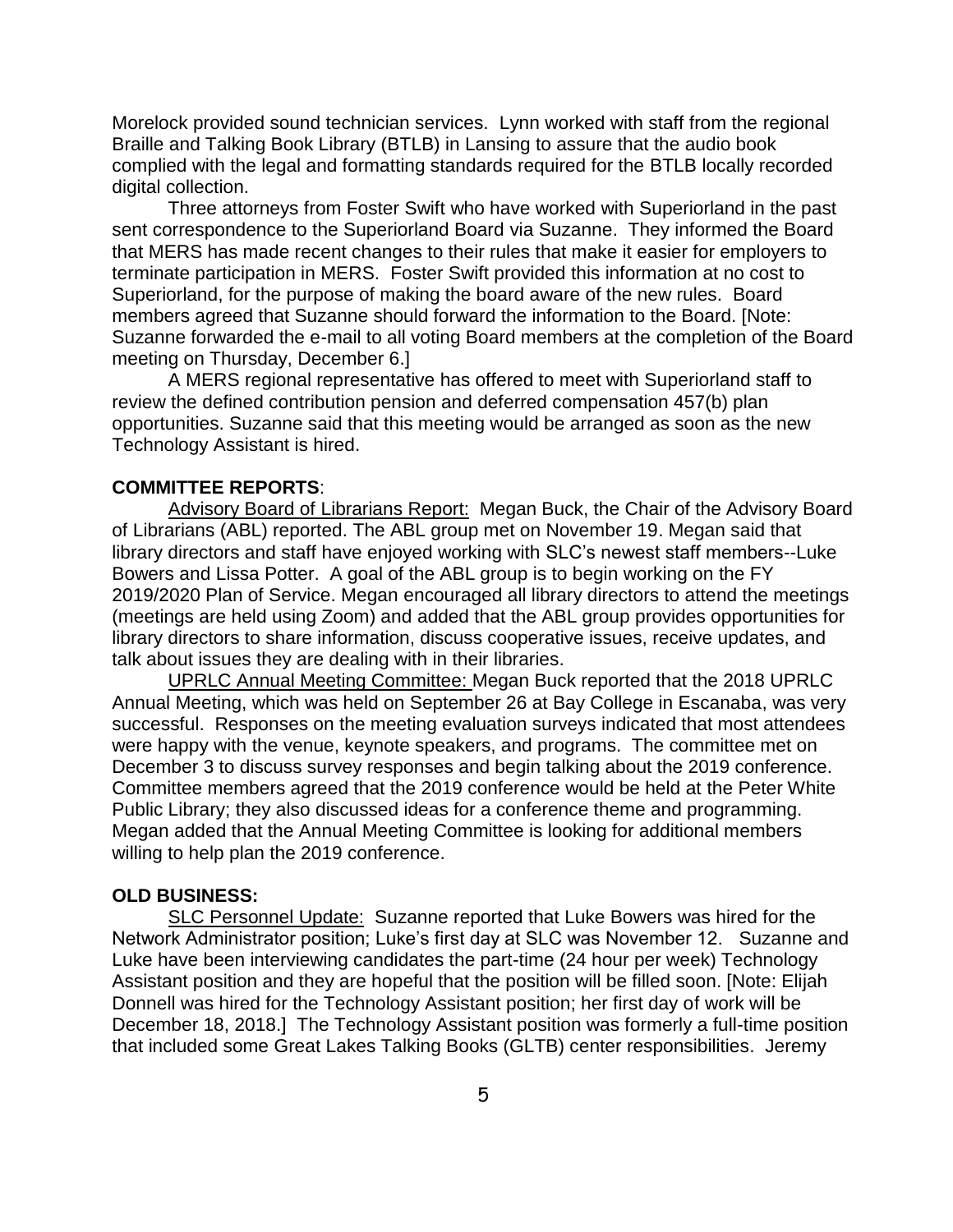Morelock provided sound technician services. Lynn worked with staff from the regional Braille and Talking Book Library (BTLB) in Lansing to assure that the audio book complied with the legal and formatting standards required for the BTLB locally recorded digital collection.

Three attorneys from Foster Swift who have worked with Superiorland in the past sent correspondence to the Superiorland Board via Suzanne. They informed the Board that MERS has made recent changes to their rules that make it easier for employers to terminate participation in MERS. Foster Swift provided this information at no cost to Superiorland, for the purpose of making the board aware of the new rules. Board members agreed that Suzanne should forward the information to the Board. [Note: Suzanne forwarded the e-mail to all voting Board members at the completion of the Board meeting on Thursday, December 6.]

A MERS regional representative has offered to meet with Superiorland staff to review the defined contribution pension and deferred compensation 457(b) plan opportunities. Suzanne said that this meeting would be arranged as soon as the new Technology Assistant is hired.

**COMMITTEE REPORTS**:

<u>Advisory Board of Librarians Report:</u> Megan Buck, the Chair of the Advisory Board of Librarians (ABL) reported. The ABL group met on November 19. Megan said that library directors and staff have enjoyed working with SLC's newest staff members--Luke Bowers and Lissa Potter. A goal of the ABL group is to begin working on the FY 2019/2020 Plan of Service. Megan encouraged all library directors to attend the meetings (meetings are held using Zoom) and added that the ABL group provides opportunities for library directors to share information, discuss cooperative issues, receive updates, and talk about issues they are dealing with in their libraries.

<u>UPRLC Annual Meeting Committee:</u> Megan Buck reported that the 2018 UPRLC Annual Meeting, which was held on September 26 at Bay College in Escanaba, was very successful. Responses on the meeting evaluation surveys indicated that most attendees were happy with the venue, keynote speakers, and programs. The committee met on December 3 to discuss survey responses and begin talking about the 2019 conference. Committee members agreed that the 2019 conference would be held at the Peter White Public Library; they also discussed ideas for a conference theme and programming. Megan added that the Annual Meeting Committee is looking for additional members willing to help plan the 2019 conference.

**OLD BUSINESS:**

<u>SLC Personnel Update:</u> Suzanne reported that Luke Bowers was hired for the Network Administrator position; Luke's first day at SLC was November 12. Suzanne and Luke have been interviewing candidates the part-time (24 hour per week) Technology Assistant position and they are hopeful that the position will be filled soon. [Note: Elijah Donnell was hired for the Technology Assistant position; her first day of work will be December 18, 2018.] The Technology Assistant position was formerly a full-time position that included some Great Lakes Talking Books (GLTB) center responsibilities. Jeremy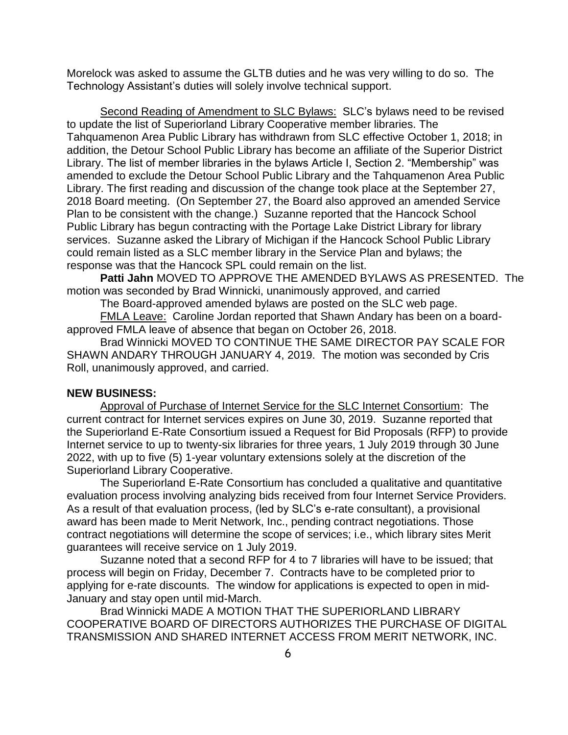Morelock was asked to assume the GLTB duties and he was very willing to do so. The Technology Assistant's duties will solely involve technical support.

Second Reading of Amendment to SLC Bylaws: SLC's bylaws need to be revised to update the list of Superiorland Library Cooperative member libraries. The Tahquamenon Area Public Library has withdrawn from SLC effective October 1, 2018; in addition, the Detour School Public Library has become an affiliate of the Superior District Library. The list of member libraries in the bylaws Article I, Section 2. "Membership" was amended to exclude the Detour School Public Library and the Tahquamenon Area Public Library. The first reading and discussion of the change took place at the September 27, 2018 Board meeting. (On September 27, the Board also approved an amended Service Plan to be consistent with the change.) Suzanne reported that the Hancock School Public Library has begun contracting with the Portage Lake District Library for library services. Suzanne asked the Library of Michigan if the Hancock School Public Library could remain listed as a SLC member library in the Service Plan and bylaws; the response was that the Hancock SPL could remain on the list.

**Patti Jahn** MOVED TO APPROVE THE AMENDED BYLAWS AS PRESENTED. The motion was seconded by Brad Winnicki, unanimously approved, and carried

The Board-approved amended bylaws are posted on the SLC web page.

FMLA Leave: Caroline Jordan reported that Shawn Andary has been on a board-approved FMLA leave of absence that began on October 26, 2018.

Brad Winnicki MOVED TO CONTINUE THE SAME DIRECTOR PAY SCALE FOR SHAWN ANDARY THROUGH JANUARY 4, 2019. The motion was seconded by Cris Roll, unanimously approved, and carried.

**NEW BUSINESS:**

Approval of Purchase of Internet Service for the SLC Internet Consortium: The current contract for Internet services expires on June 30, 2019. Suzanne reported that the Superiorland E-Rate Consortium issued a Request for Bid Proposals (RFP) to provide Internet service to up to twenty-six libraries for three years, 1 July 2019 through 30 June 2022, with up to five (5) 1-year voluntary extensions solely at the discretion of the Superiorland Library Cooperative.

The Superiorland E-Rate Consortium has concluded a qualitative and quantitative evaluation process involving analyzing bids received from four Internet Service Providers. As a result of that evaluation process, (led by SLC's e-rate consultant), a provisional award has been made to Merit Network, Inc., pending contract negotiations. Those contract negotiations will determine the scope of services; i.e., which library sites Merit guarantees will receive service on 1 July 2019.

Suzanne noted that a second RFP for 4 to 7 libraries will have to be issued; that process will begin on Friday, December 7. Contracts have to be completed prior to applying for e-rate discounts. The window for applications is expected to open in mid-January and stay open until mid-March.

Brad Winnicki MADE A MOTION THAT THE SUPERIORLAND LIBRARY COOPERATIVE BOARD OF DIRECTORS AUTHORIZES THE PURCHASE OF DIGITAL TRANSMISSION AND SHARED INTERNET ACCESS FROM MERIT NETWORK, INC.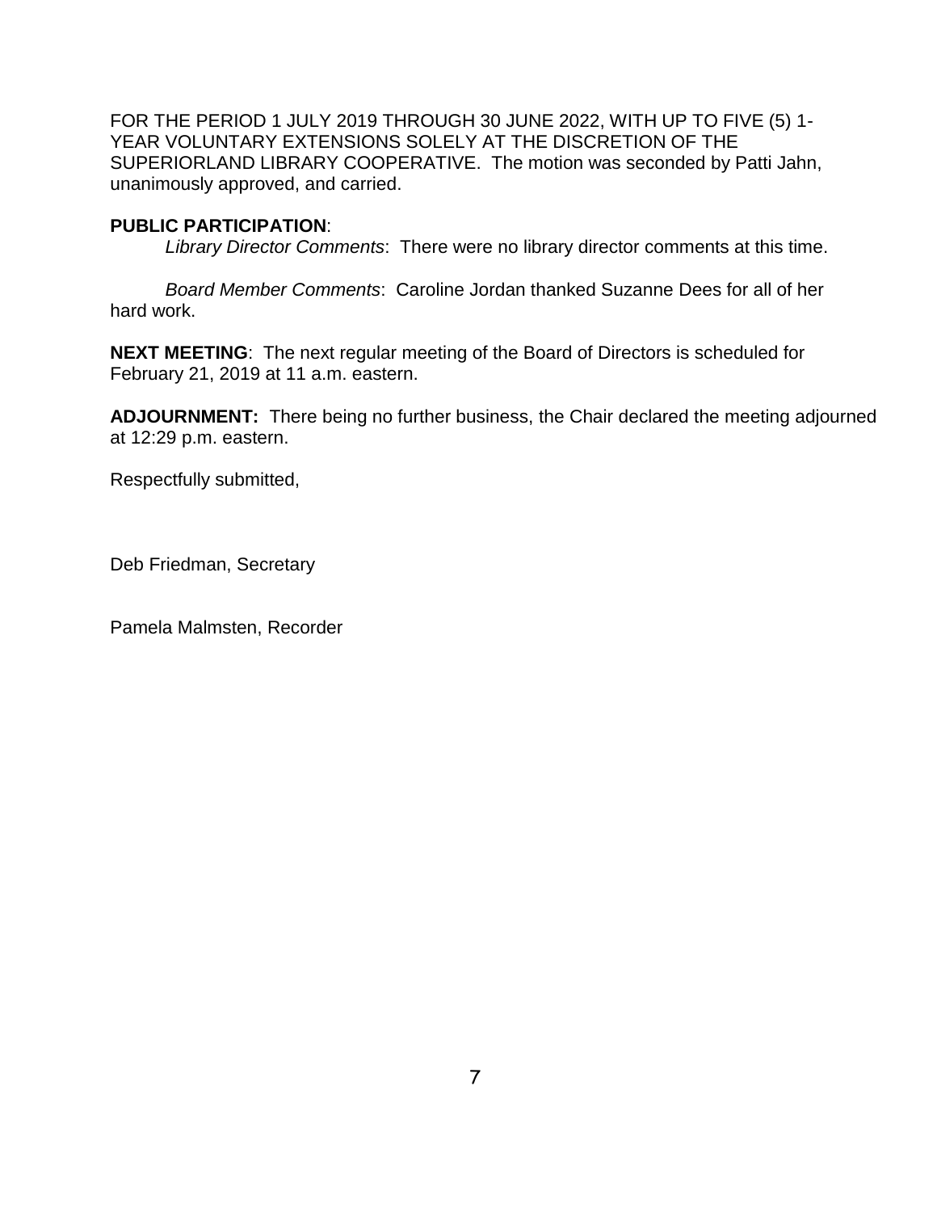FOR THE PERIOD 1 JULY 2019 THROUGH 30 JUNE 2022, WITH UP TO FIVE (5) 1-YEAR VOLUNTARY EXTENSIONS SOLELY AT THE DISCRETION OF THE SUPERIORLAND LIBRARY COOPERATIVE. The motion was seconded by Patti Jahn, unanimously approved, and carried.

**PUBLIC PARTICIPATION**:

*Library Director Comments*: There were no library director comments at this time.

*Board Member Comments*: Caroline Jordan thanked Suzanne Dees for all of her hard work.

**NEXT MEETING**: The next regular meeting of the Board of Directors is scheduled for February 21, 2019 at 11 a.m. eastern.

**ADJOURNMENT:** There being no further business, the Chair declared the meeting adjourned at 12:29 p.m. eastern.

Respectfully submitted,

Deb Friedman, Secretary

Pamela Malmsten, Recorder